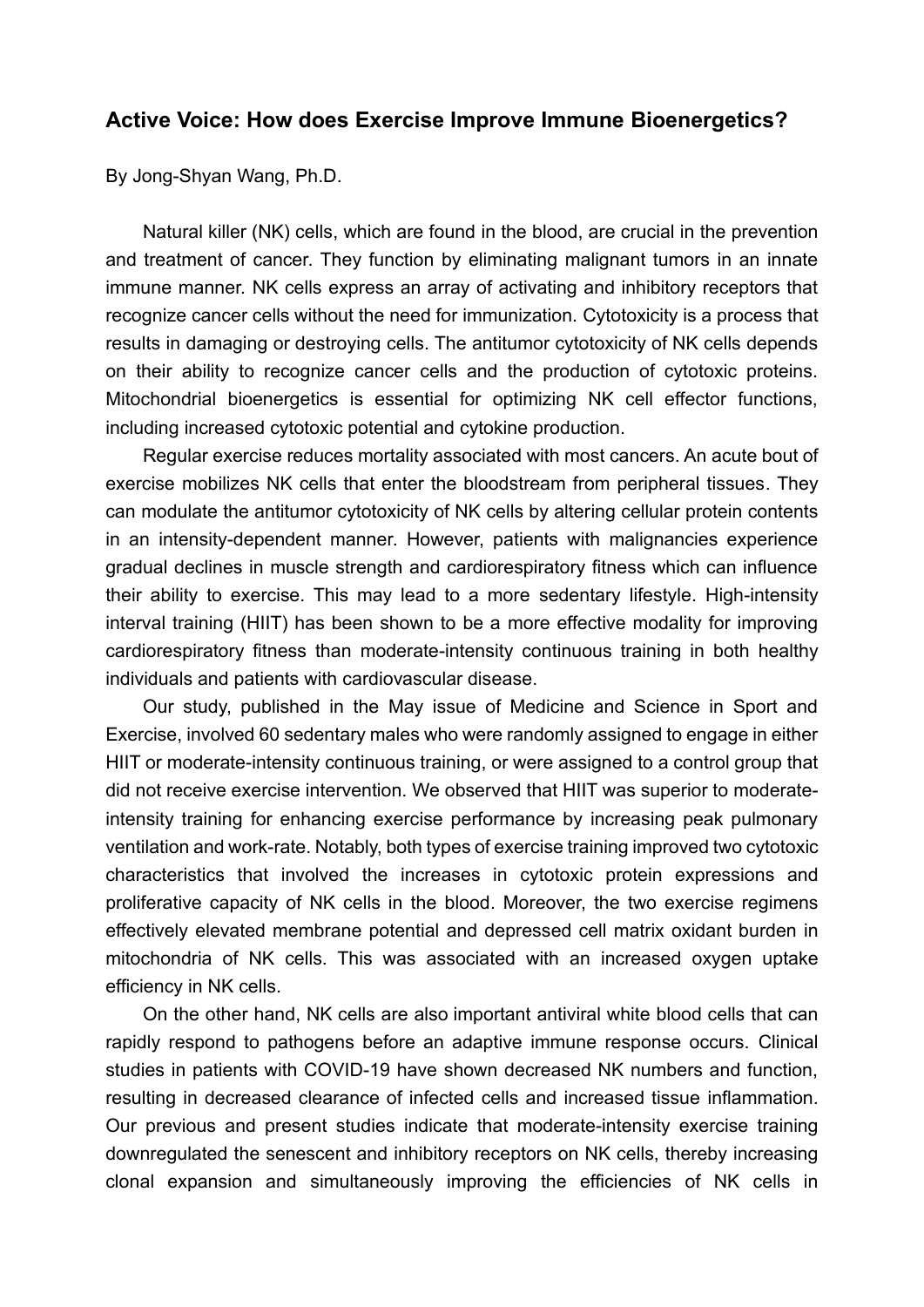# Active Voice: How does Exercise Improve Immune Bioenergetics?

By Jong-Shyan Wang, Ph.D.

Natural killer (NK) cells, which are found in the blood, are crucial in the prevention and treatment of cancer. They function by eliminating malignant tumors in an innate immune manner. NK cells express an array of activating and inhibitory receptors that recognize cancer cells without the need for immunization. Cytotoxicity is a process that results in damaging or destroying cells. The antitumor cytotoxicity of NK cells depends on their ability to recognize cancer cells and the production of cytotoxic proteins. Mitochondrial bioenergetics is essential for optimizing NK cell effector functions, including increased cytotoxic potential and cytokine production.

Regular exercise reduces mortality associated with most cancers. An acute bout of exercise mobilizes NK cells that enter the bloodstream from peripheral tissues. They can modulate the antitumor cytotoxicity of NK cells by altering cellular protein contents in an intensity-dependent manner. However, patients with malignancies experience gradual declines in muscle strength and cardiorespiratory fitness which can influence their ability to exercise. This may lead to a more sedentary lifestyle. High-intensity interval training (HIIT) has been shown to be a more effective modality for improving cardiorespiratory fitness than moderate-intensity continuous training in both healthy individuals and patients with cardiovascular disease.

Our study, published in the May issue of Medicine and Science in Sport and Exercise, involved 60 sedentary males who were randomly assigned to engage in either HIIT or moderate-intensity continuous training, or were assigned to a control group that did not receive exercise intervention. We observed that HIIT was superior to moderate-intensity training for enhancing exercise performance by increasing peak pulmonary ventilation and work-rate. Notably, both types of exercise training improved two cytotoxic characteristics that involved the increases in cytotoxic protein expressions and proliferative capacity of NK cells in the blood. Moreover, the two exercise regimens effectively elevated membrane potential and depressed cell matrix oxidant burden in mitochondria of NK cells. This was associated with an increased oxygen uptake efficiency in NK cells.

On the other hand, NK cells are also important antiviral white blood cells that can rapidly respond to pathogens before an adaptive immune response occurs. Clinical studies in patients with COVID-19 have shown decreased NK numbers and function, resulting in decreased clearance of infected cells and increased tissue inflammation. Our previous and present studies indicate that moderate-intensity exercise training downregulated the senescent and inhibitory receptors on NK cells, thereby increasing clonal expansion and simultaneously improving the efficiencies of NK cells in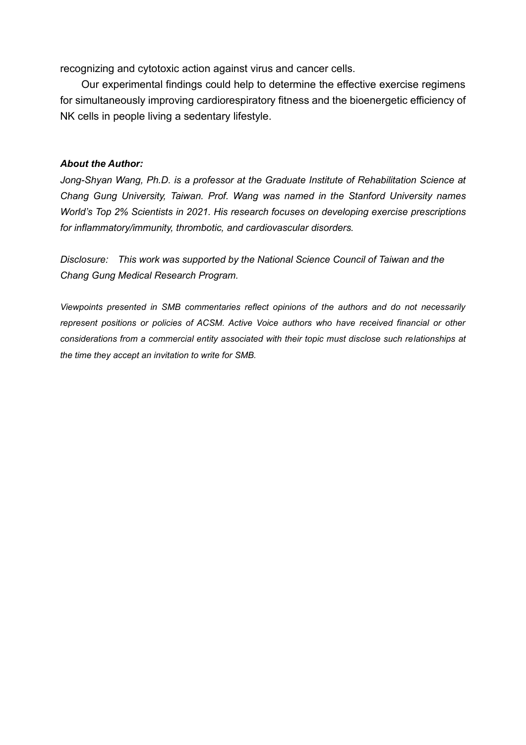recognizing and cytotoxic action against virus and cancer cells.

Our experimental findings could help to determine the effective exercise regimens for simultaneously improving cardiorespiratory fitness and the bioenergetic efficiency of NK cells in people living a sedentary lifestyle.

***About the Author:***

*Jong-Shyan Wang, Ph.D. is a professor at the Graduate Institute of Rehabilitation Science at Chang Gung University, Taiwan. Prof. Wang was named in the Stanford University names World's Top 2% Scientists in 2021. His research focuses on developing exercise prescriptions for inflammatory/immunity, thrombotic, and cardiovascular disorders.*

*Disclosure: This work was supported by the National Science Council of Taiwan and the Chang Gung Medical Research Program.*

*Viewpoints presented in SMB commentaries reflect opinions of the authors and do not necessarily represent positions or policies of ACSM. Active Voice authors who have received financial or other considerations from a commercial entity associated with their topic must disclose such relationships at the time they accept an invitation to write for SMB.*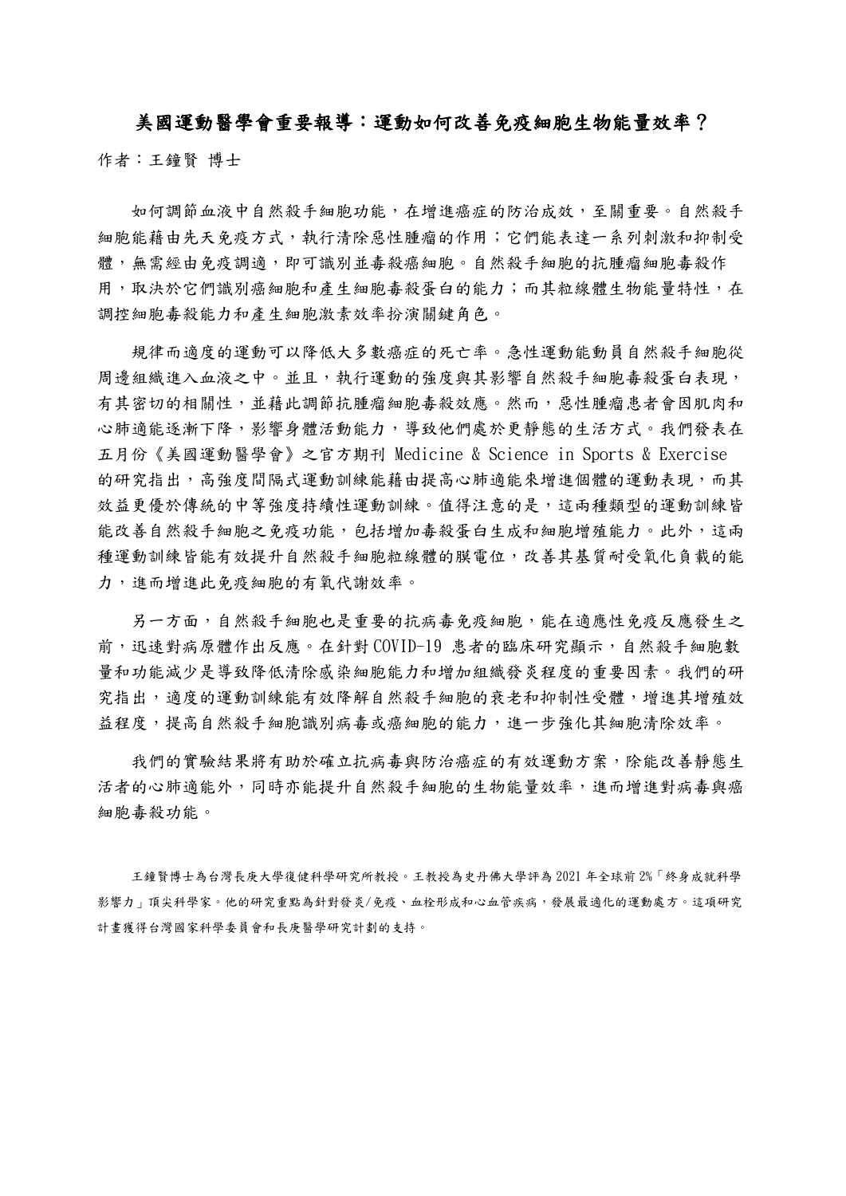# 美國運動醫學會重要報導：運動如何改善免疫細胞生物能量效率？

作者：王鐘賢 博士

如何調節血液中自然殺手細胞功能，在增進癌症的防治成效，至關重要。自然殺手細胞能藉由先天免疫方式，執行清除惡性腫瘤的作用；它們能表達一系列刺激和抑制受體，無需經由免疫調適，即可識別並毒殺癌細胞。自然殺手細胞的抗腫瘤細胞毒殺作用，取決於它們識別癌細胞和產生細胞毒殺蛋白的能力；而其粒線體生物能量特性，在調控細胞毒殺能力和產生細胞激素效率扮演關鍵角色。

規律而適度的運動可以降低大多數癌症的死亡率。急性運動能動員自然殺手細胞從周邊組織進入血液之中。並且，執行運動的強度與其影響自然殺手細胞毒殺蛋白表現，有其密切的相關性，並藉此調節抗腫瘤細胞毒殺效應。然而，惡性腫瘤患者會因肌肉和心肺適能逐漸下降，影響身體活動能力，導致他們處於更靜態的生活方式。我們發表在五月份《美國運動醫學會》之官方期刊 Medicine & Science in Sports & Exercise 的研究指出，高強度間隔式運動訓練能藉由提高心肺適能來增進個體的運動表現，而其效益更優於傳統的中等強度持續性運動訓練。值得注意的是，這兩種類型的運動訓練皆能改善自然殺手細胞之免疫功能，包括增加毒殺蛋白生成和細胞增殖能力。此外，這兩種運動訓練皆能有效提升自然殺手細胞粒線體的膜電位，改善其基質耐受氧化負載的能力，進而增進此免疫細胞的有氧代謝效率。

另一方面，自然殺手細胞也是重要的抗病毒免疫細胞，能在適應性免疫反應發生之前，迅速對病原體作出反應。在針對 COVID-19 患者的臨床研究顯示，自然殺手細胞數量和功能減少是導致降低清除感染細胞能力和增加組織發炎程度的重要因素。我們的研究指出，適度的運動訓練能有效降解自然殺手細胞的衰老和抑制性受體，增進其增殖效益程度，提高自然殺手細胞識別病毒或癌細胞的能力，進一步強化其細胞清除效率。

我們的實驗結果將有助於確立抗病毒與防治癌症的有效運動方案，除能改善靜態生活者的心肺適能外，同時亦能提升自然殺手細胞的生物能量效率，進而增進對病毒與癌細胞毒殺功能。

王鐘賢博士為台灣長庚大學復健科學研究所教授。王教授為史丹佛大學評為 2021 年全球前 2%「終身成就科學影響力」頂尖科學家。他的研究重點為針對發炎/免疫、血栓形成和心血管疾病，發展最適化的運動處方。這項研究計畫獲得台灣國家科學委員會和長庚醫學研究計劃的支持。